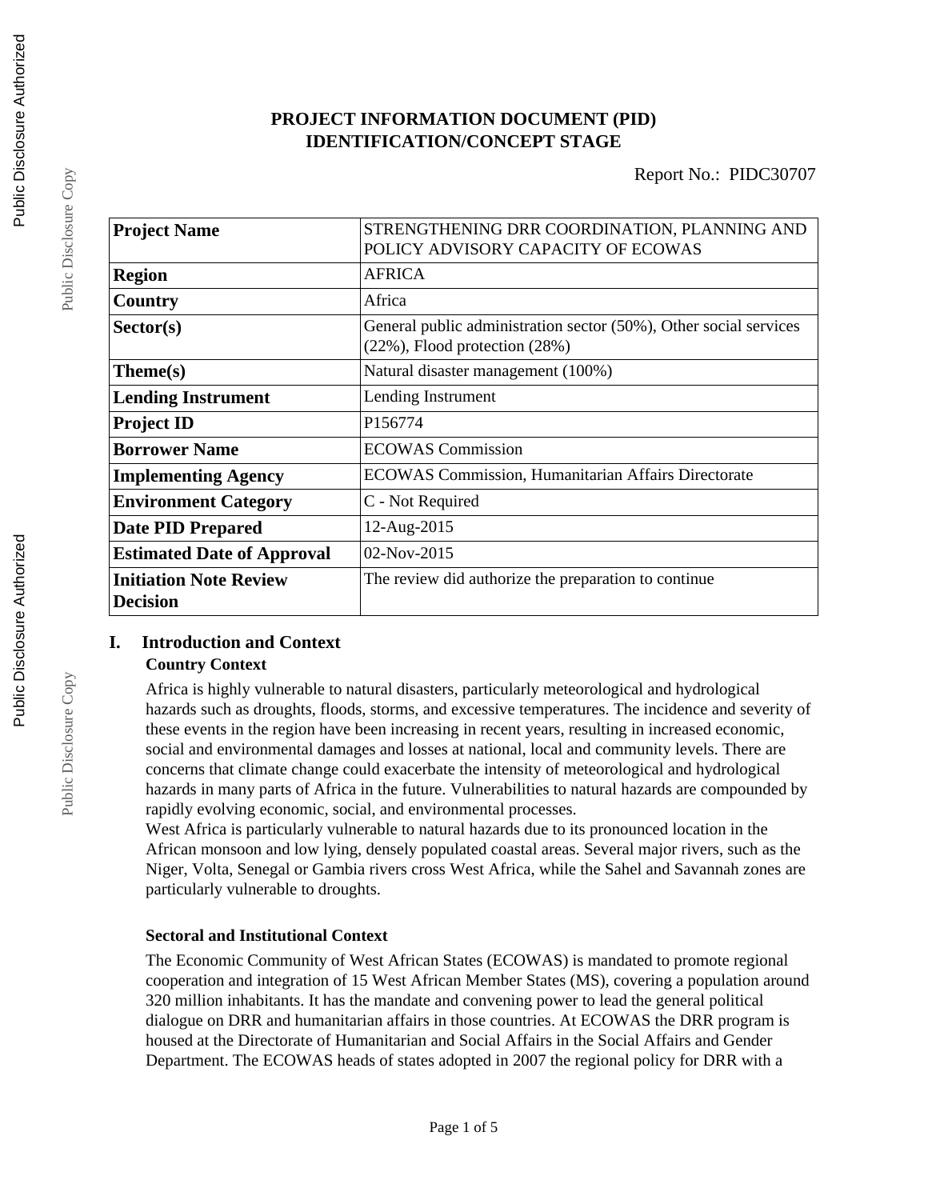# PROJECT INFORMATION DOCUMENT (PID)
# IDENTIFICATION/CONCEPT STAGE

Report No.: PIDC30707

| | |
|---|---|
| **Project Name** | STRENGTHENING DRR COORDINATION, PLANNING AND POLICY ADVISORY CAPACITY OF ECOWAS |
| **Region** | AFRICA |
| **Country** | Africa |
| **Sector(s)** | General public administration sector (50%), Other social services (22%), Flood protection (28%) |
| **Theme(s)** | Natural disaster management (100%) |
| **Lending Instrument** | Lending Instrument |
| **Project ID** | P156774 |
| **Borrower Name** | ECOWAS Commission |
| **Implementing Agency** | ECOWAS Commission, Humanitarian Affairs Directorate |
| **Environment Category** | C - Not Required |
| **Date PID Prepared** | 12-Aug-2015 |
| **Estimated Date of Approval** | 02-Nov-2015 |
| **Initiation Note Review Decision** | The review did authorize the preparation to continue |

## I. Introduction and Context

### Country Context

Africa is highly vulnerable to natural disasters, particularly meteorological and hydrological hazards such as droughts, floods, storms, and excessive temperatures. The incidence and severity of these events in the region have been increasing in recent years, resulting in increased economic, social and environmental damages and losses at national, local and community levels. There are concerns that climate change could exacerbate the intensity of meteorological and hydrological hazards in many parts of Africa in the future. Vulnerabilities to natural hazards are compounded by rapidly evolving economic, social, and environmental processes.

West Africa is particularly vulnerable to natural hazards due to its pronounced location in the African monsoon and low lying, densely populated coastal areas. Several major rivers, such as the Niger, Volta, Senegal or Gambia rivers cross West Africa, while the Sahel and Savannah zones are particularly vulnerable to droughts.

### Sectoral and Institutional Context

The Economic Community of West African States (ECOWAS) is mandated to promote regional cooperation and integration of 15 West African Member States (MS), covering a population around 320 million inhabitants. It has the mandate and convening power to lead the general political dialogue on DRR and humanitarian affairs in those countries. At ECOWAS the DRR program is housed at the Directorate of Humanitarian and Social Affairs in the Social Affairs and Gender Department. The ECOWAS heads of states adopted in 2007 the regional policy for DRR with a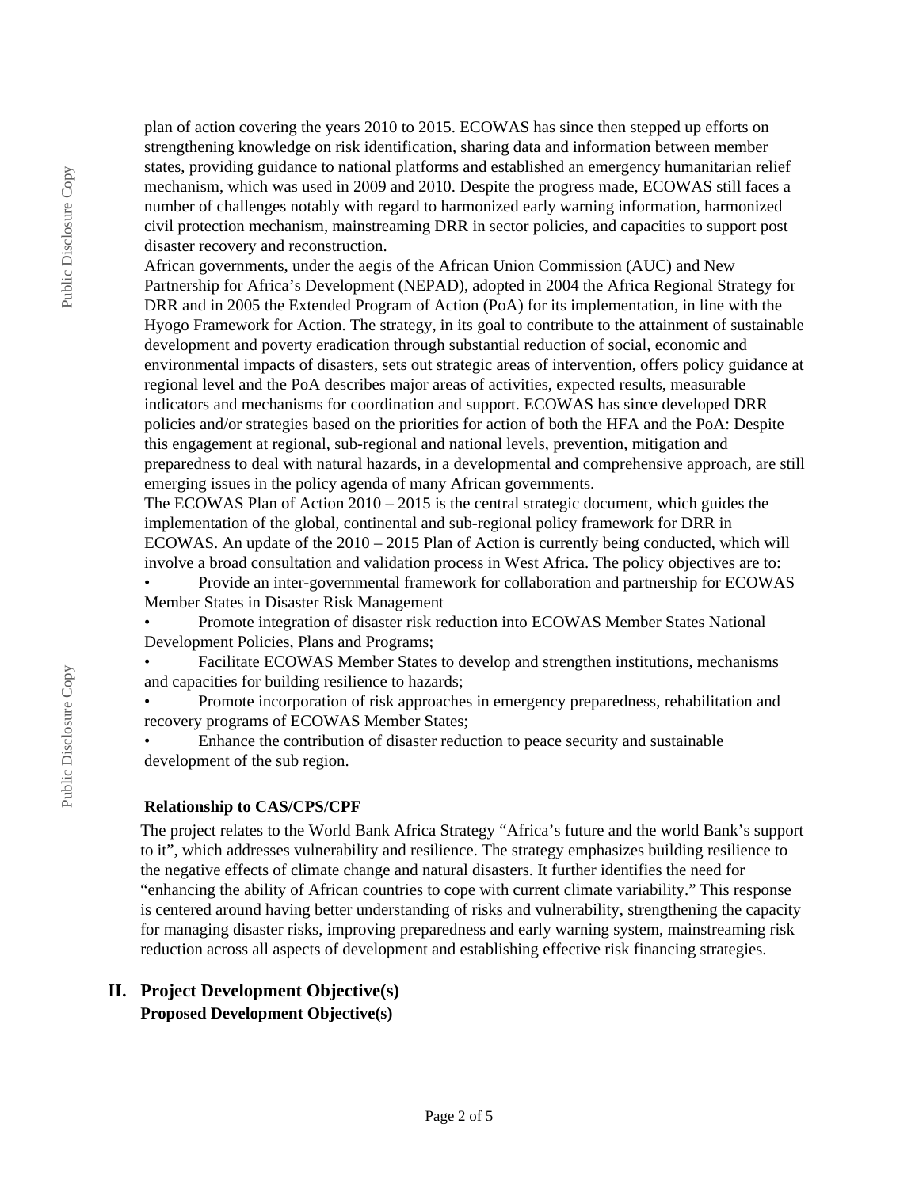plan of action covering the years 2010 to 2015. ECOWAS has since then stepped up efforts on strengthening knowledge on risk identification, sharing data and information between member states, providing guidance to national platforms and established an emergency humanitarian relief mechanism, which was used in 2009 and 2010. Despite the progress made, ECOWAS still faces a number of challenges notably with regard to harmonized early warning information, harmonized civil protection mechanism, mainstreaming DRR in sector policies, and capacities to support post disaster recovery and reconstruction.

African governments, under the aegis of the African Union Commission (AUC) and New Partnership for Africa's Development (NEPAD), adopted in 2004 the Africa Regional Strategy for DRR and in 2005 the Extended Program of Action (PoA) for its implementation, in line with the Hyogo Framework for Action. The strategy, in its goal to contribute to the attainment of sustainable development and poverty eradication through substantial reduction of social, economic and environmental impacts of disasters, sets out strategic areas of intervention, offers policy guidance at regional level and the PoA describes major areas of activities, expected results, measurable indicators and mechanisms for coordination and support. ECOWAS has since developed DRR policies and/or strategies based on the priorities for action of both the HFA and the PoA: Despite this engagement at regional, sub-regional and national levels, prevention, mitigation and preparedness to deal with natural hazards, in a developmental and comprehensive approach, are still emerging issues in the policy agenda of many African governments.

The ECOWAS Plan of Action 2010 – 2015 is the central strategic document, which guides the implementation of the global, continental and sub-regional policy framework for DRR in ECOWAS. An update of the 2010 – 2015 Plan of Action is currently being conducted, which will involve a broad consultation and validation process in West Africa. The policy objectives are to:

- Provide an inter-governmental framework for collaboration and partnership for ECOWAS Member States in Disaster Risk Management
- Promote integration of disaster risk reduction into ECOWAS Member States National Development Policies, Plans and Programs;
- Facilitate ECOWAS Member States to develop and strengthen institutions, mechanisms and capacities for building resilience to hazards;
- Promote incorporation of risk approaches in emergency preparedness, rehabilitation and recovery programs of ECOWAS Member States;
- Enhance the contribution of disaster reduction to peace security and sustainable development of the sub region.

**Relationship to CAS/CPS/CPF**

The project relates to the World Bank Africa Strategy "Africa's future and the world Bank's support to it", which addresses vulnerability and resilience. The strategy emphasizes building resilience to the negative effects of climate change and natural disasters. It further identifies the need for "enhancing the ability of African countries to cope with current climate variability." This response is centered around having better understanding of risks and vulnerability, strengthening the capacity for managing disaster risks, improving preparedness and early warning system, mainstreaming risk reduction across all aspects of development and establishing effective risk financing strategies.

## II. Project Development Objective(s)

**Proposed Development Objective(s)**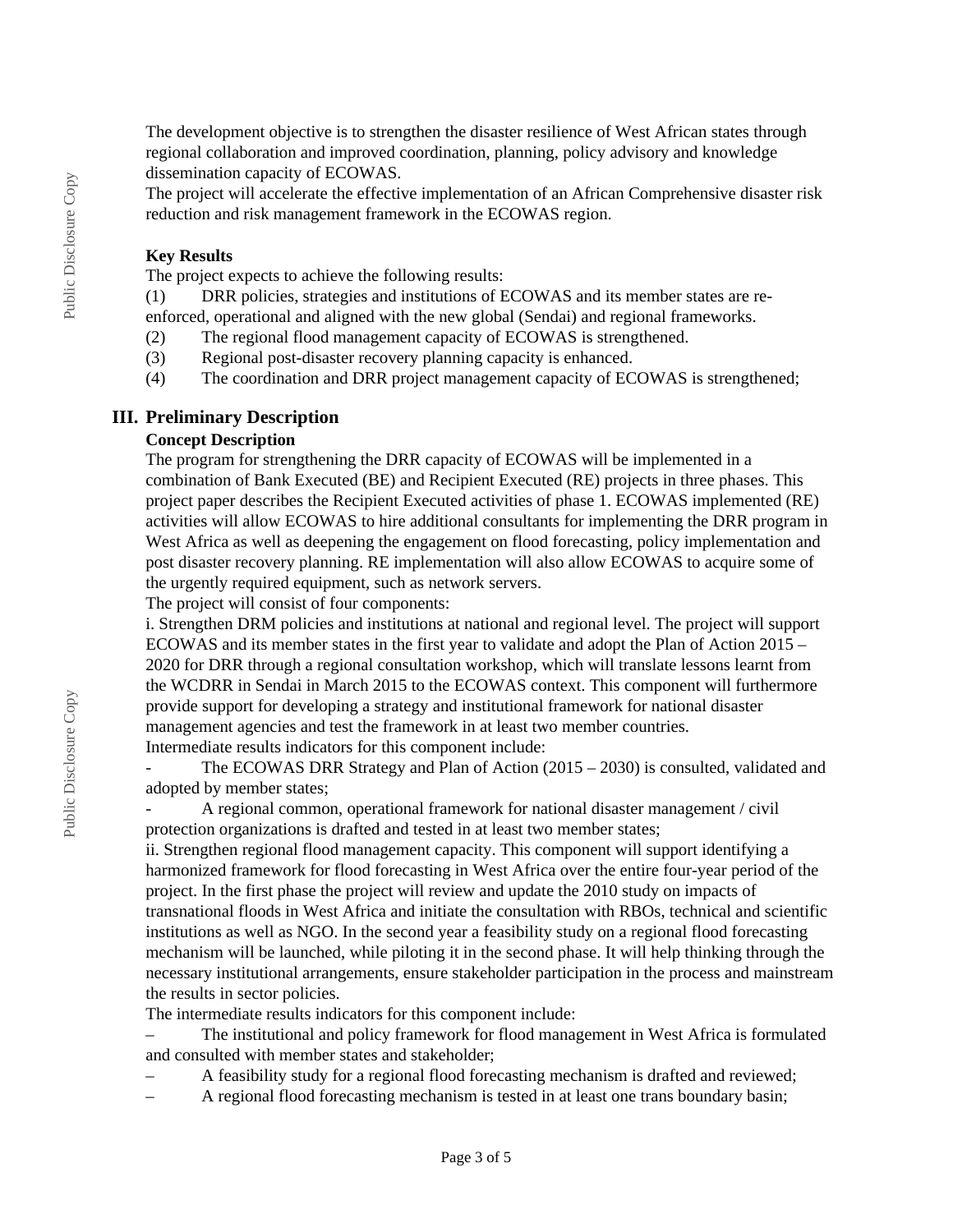The development objective is to strengthen the disaster resilience of West African states through regional collaboration and improved coordination, planning, policy advisory and knowledge dissemination capacity of ECOWAS.

The project will accelerate the effective implementation of an African Comprehensive disaster risk reduction and risk management framework in the ECOWAS region.

**Key Results**

The project expects to achieve the following results:

(1) DRR policies, strategies and institutions of ECOWAS and its member states are re-enforced, operational and aligned with the new global (Sendai) and regional frameworks.

(2) The regional flood management capacity of ECOWAS is strengthened.

(3) Regional post-disaster recovery planning capacity is enhanced.

(4) The coordination and DRR project management capacity of ECOWAS is strengthened;

## III. Preliminary Description

**Concept Description**

The program for strengthening the DRR capacity of ECOWAS will be implemented in a combination of Bank Executed (BE) and Recipient Executed (RE) projects in three phases. This project paper describes the Recipient Executed activities of phase 1. ECOWAS implemented (RE) activities will allow ECOWAS to hire additional consultants for implementing the DRR program in West Africa as well as deepening the engagement on flood forecasting, policy implementation and post disaster recovery planning. RE implementation will also allow ECOWAS to acquire some of the urgently required equipment, such as network servers.

The project will consist of four components:

i. Strengthen DRM policies and institutions at national and regional level. The project will support ECOWAS and its member states in the first year to validate and adopt the Plan of Action 2015 – 2020 for DRR through a regional consultation workshop, which will translate lessons learnt from the WCDRR in Sendai in March 2015 to the ECOWAS context. This component will furthermore provide support for developing a strategy and institutional framework for national disaster management agencies and test the framework in at least two member countries.

Intermediate results indicators for this component include:

- The ECOWAS DRR Strategy and Plan of Action (2015 – 2030) is consulted, validated and adopted by member states;
- A regional common, operational framework for national disaster management / civil protection organizations is drafted and tested in at least two member states;

ii. Strengthen regional flood management capacity. This component will support identifying a harmonized framework for flood forecasting in West Africa over the entire four-year period of the project. In the first phase the project will review and update the 2010 study on impacts of transnational floods in West Africa and initiate the consultation with RBOs, technical and scientific institutions as well as NGO. In the second year a feasibility study on a regional flood forecasting mechanism will be launched, while piloting it in the second phase. It will help thinking through the necessary institutional arrangements, ensure stakeholder participation in the process and mainstream the results in sector policies.

The intermediate results indicators for this component include:

– The institutional and policy framework for flood management in West Africa is formulated and consulted with member states and stakeholder;

– A feasibility study for a regional flood forecasting mechanism is drafted and reviewed;

– A regional flood forecasting mechanism is tested in at least one trans boundary basin;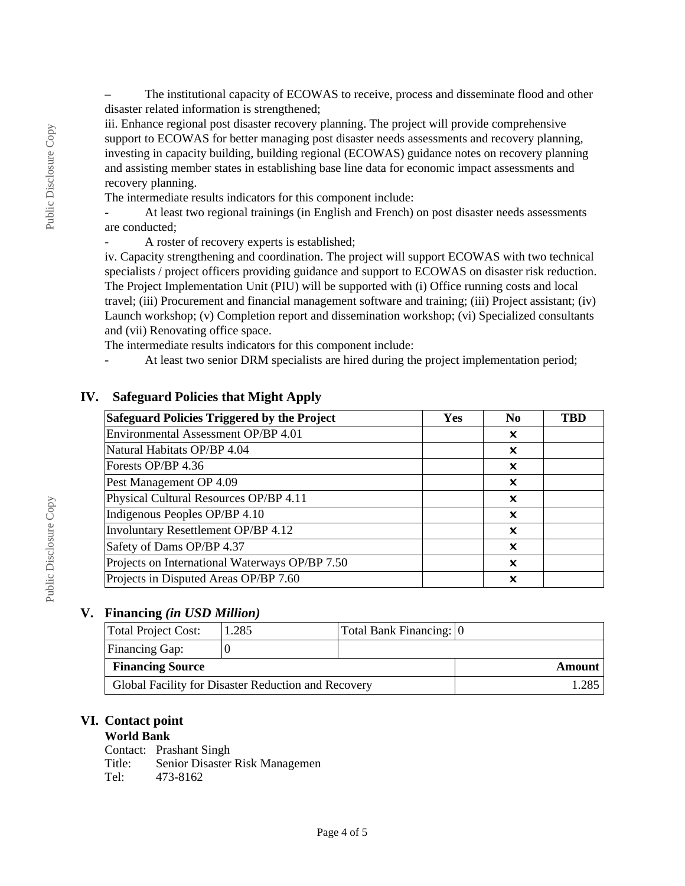– The institutional capacity of ECOWAS to receive, process and disseminate flood and other disaster related information is strengthened;

iii. Enhance regional post disaster recovery planning. The project will provide comprehensive support to ECOWAS for better managing post disaster needs assessments and recovery planning, investing in capacity building, building regional (ECOWAS) guidance notes on recovery planning and assisting member states in establishing base line data for economic impact assessments and recovery planning.

The intermediate results indicators for this component include:

- At least two regional trainings (in English and French) on post disaster needs assessments are conducted;
- A roster of recovery experts is established;

iv. Capacity strengthening and coordination. The project will support ECOWAS with two technical specialists / project officers providing guidance and support to ECOWAS on disaster risk reduction. The Project Implementation Unit (PIU) will be supported with (i) Office running costs and local travel; (iii) Procurement and financial management software and training; (iii) Project assistant; (iv) Launch workshop; (v) Completion report and dissemination workshop; (vi) Specialized consultants and (vii) Renovating office space.

The intermediate results indicators for this component include:

- At least two senior DRM specialists are hired during the project implementation period;

## IV. Safeguard Policies that Might Apply

| Safeguard Policies Triggered by the Project | Yes | No | TBD |
|---|---|---|---|
| Environmental Assessment OP/BP 4.01 | | ✕ | |
| Natural Habitats OP/BP 4.04 | | ✕ | |
| Forests OP/BP 4.36 | | ✕ | |
| Pest Management OP 4.09 | | ✕ | |
| Physical Cultural Resources OP/BP 4.11 | | ✕ | |
| Indigenous Peoples OP/BP 4.10 | | ✕ | |
| Involuntary Resettlement OP/BP 4.12 | | ✕ | |
| Safety of Dams OP/BP 4.37 | | ✕ | |
| Projects on International Waterways OP/BP 7.50 | | ✕ | |
| Projects in Disputed Areas OP/BP 7.60 | | ✕ | |

## V. Financing *(in USD Million)*

| Total Project Cost: | 1.285 | Total Bank Financing: | 0 |
|---|---|---|---|
| Financing Gap: | 0 | | |
| **Financing Source** | | | **Amount** |
| Global Facility for Disaster Reduction and Recovery | | | 1.285 |

## VI. Contact point

**World Bank**

Contact: Prashant Singh
Title: Senior Disaster Risk Managemen
Tel: 473-8162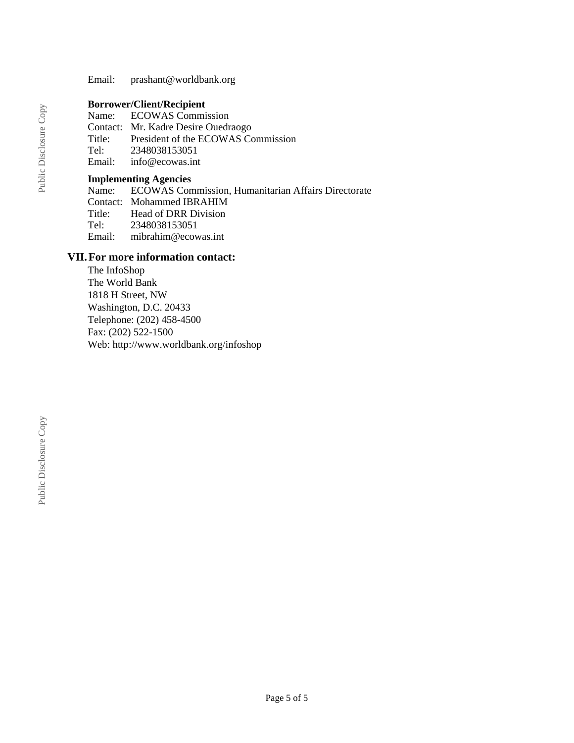Email: prashant@worldbank.org

**Borrower/Client/Recipient**

Name: ECOWAS Commission
Contact: Mr. Kadre Desire Ouedraogo
Title: President of the ECOWAS Commission
Tel: 2348038153051
Email: info@ecowas.int

**Implementing Agencies**

Name: ECOWAS Commission, Humanitarian Affairs Directorate
Contact: Mohammed IBRAHIM
Title: Head of DRR Division
Tel: 2348038153051
Email: mibrahim@ecowas.int

## VII. For more information contact:

The InfoShop
The World Bank
1818 H Street, NW
Washington, D.C. 20433
Telephone: (202) 458-4500
Fax: (202) 522-1500
Web: http://www.worldbank.org/infoshop